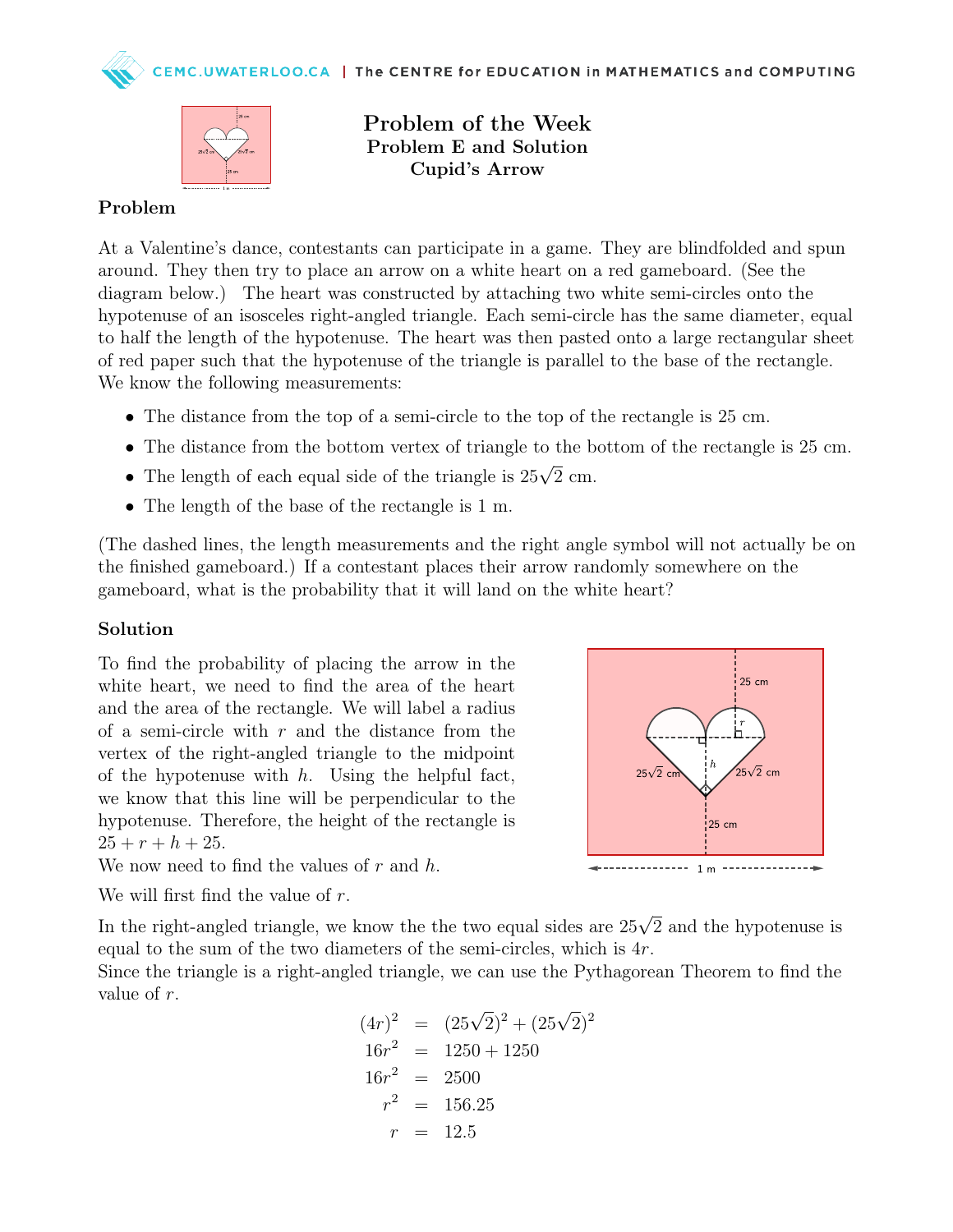# Problem of the Week
## Problem E and Solution
## Cupid's Arrow

### Problem

At a Valentine's dance, contestants can participate in a game. They are blindfolded and spun around. They then try to place an arrow on a white heart on a red gameboard. (See the diagram below.) The heart was constructed by attaching two white semi-circles onto the hypotenuse of an isosceles right-angled triangle. Each semi-circle has the same diameter, equal to half the length of the hypotenuse. The heart was then pasted onto a large rectangular sheet of red paper such that the hypotenuse of the triangle is parallel to the base of the rectangle. We know the following measurements:

- The distance from the top of a semi-circle to the top of the rectangle is 25 cm.
- The distance from the bottom vertex of triangle to the bottom of the rectangle is 25 cm.
- The length of each equal side of the triangle is $25\sqrt{2}$ cm.
- The length of the base of the rectangle is 1 m.

(The dashed lines, the length measurements and the right angle symbol will not actually be on the finished gameboard.) If a contestant places their arrow randomly somewhere on the gameboard, what is the probability that it will land on the white heart?

### Solution

To find the probability of placing the arrow in the white heart, we need to find the area of the heart and the area of the rectangle. We will label a radius of a semi-circle with $r$ and the distance from the vertex of the right-angled triangle to the midpoint of the hypotenuse with $h$. Using the helpful fact, we know that this line will be perpendicular to the hypotenuse. Therefore, the height of the rectangle is $25 + r + h + 25$.

We now need to find the values of $r$ and $h$.

We will first find the value of $r$.

In the right-angled triangle, we know the the two equal sides are $25\sqrt{2}$ and the hypotenuse is equal to the sum of the two diameters of the semi-circles, which is $4r$.

Since the triangle is a right-angled triangle, we can use the Pythagorean Theorem to find the value of $r$.

$$
\begin{aligned}
(4r)^2 &= (25\sqrt{2})^2 + (25\sqrt{2})^2 \\
16r^2 &= 1250 + 1250 \\
16r^2 &= 2500 \\
r^2 &= 156.25 \\
r &= 12.5
\end{aligned}
$$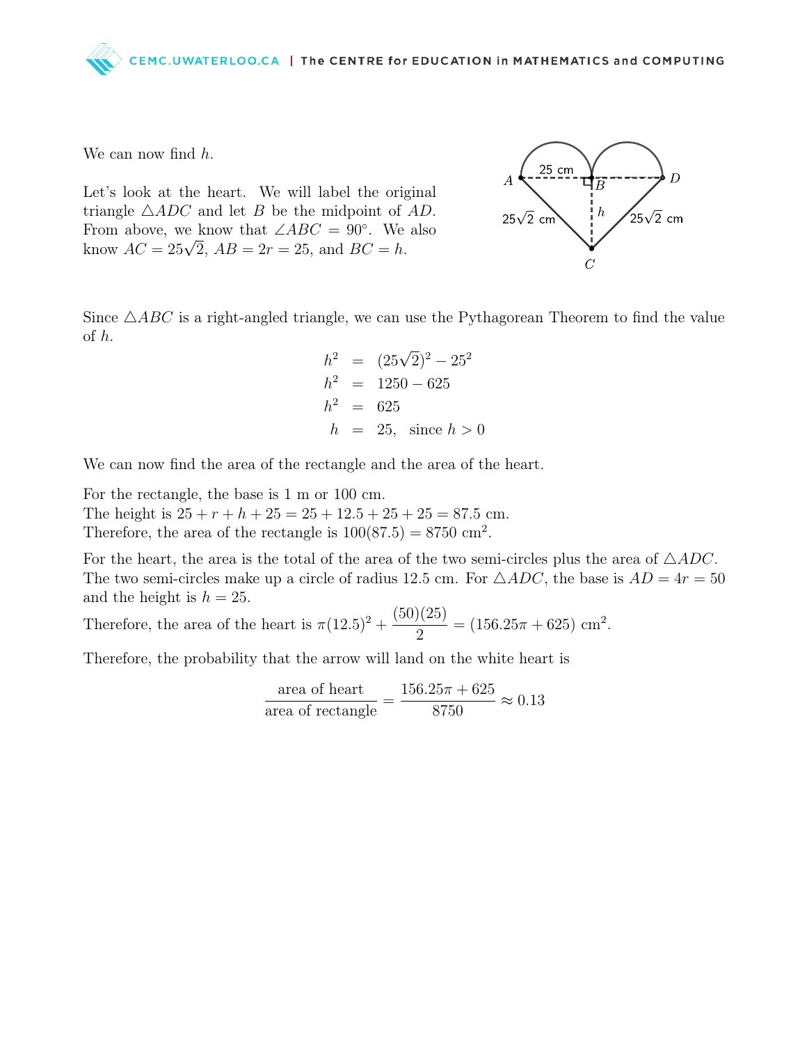We can now find $h$.

Let's look at the heart. We will label the original triangle $\triangle ADC$ and let $B$ be the midpoint of $AD$. From above, we know that $\angle ABC = 90°$. We also know $AC = 25\sqrt{2}$, $AB = 2r = 25$, and $BC = h$.

25 cm

A

B

D

$25\sqrt{2}$ cm

h

$25\sqrt{2}$ cm

C

Since $\triangle ABC$ is a right-angled triangle, we can use the Pythagorean Theorem to find the value of $h$.

$$
\begin{aligned}
h^2 &= (25\sqrt{2})^2 - 25^2 \\
h^2 &= 1250 - 625 \\
h^2 &= 625 \\
h &= 25, \quad \text{since } h > 0
\end{aligned}
$$

We can now find the area of the rectangle and the area of the heart.

For the rectangle, the base is 1 m or 100 cm.
The height is $25 + r + h + 25 = 25 + 12.5 + 25 + 25 = 87.5$ cm.
Therefore, the area of the rectangle is $100(87.5) = 8750$ cm$^2$.

For the heart, the area is the total of the area of the two semi-circles plus the area of $\triangle ADC$. The two semi-circles make up a circle of radius 12.5 cm. For $\triangle ADC$, the base is $AD = 4r = 50$ and the height is $h = 25$.

Therefore, the area of the heart is $\pi(12.5)^2 + \dfrac{(50)(25)}{2} = (156.25\pi + 625)$ cm$^2$.

Therefore, the probability that the arrow will land on the white heart is

$$
\frac{\text{area of heart}}{\text{area of rectangle}} = \frac{156.25\pi + 625}{8750} \approx 0.13
$$